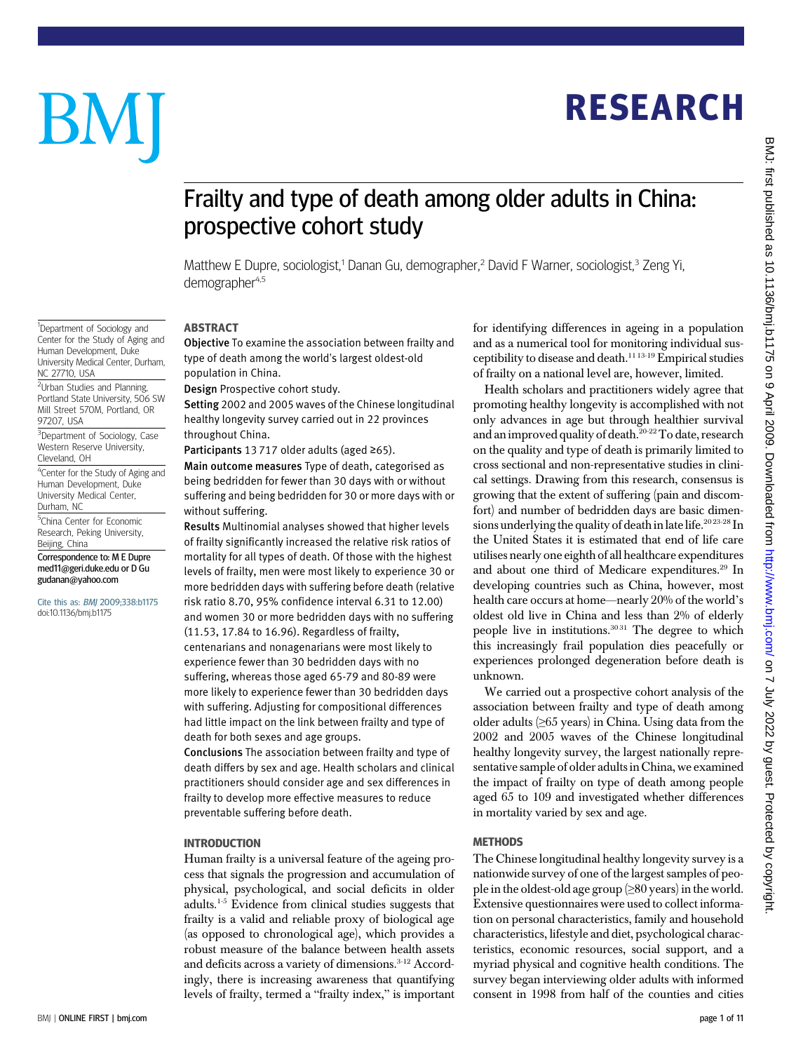# Frailty and type of death among older adults in China: prospective cohort study

Matthew E Dupre, sociologist,[1] Danan Gu, demographer,[2] David F Warner, sociologist,[3] Zeng Yi, demographer[4,5]

[1]Department of Sociology and Center for the Study of Aging and Human Development, Duke University Medical Center, Durham, NC 27710, USA

[2]Urban Studies and Planning, Portland State University, 506 SW Mill Street 570M, Portland, OR 97207, USA

[3]Department of Sociology, Case Western Reserve University, Cleveland, OH

[4]Center for the Study of Aging and Human Development, Duke University Medical Center, Durham, NC

[5]China Center for Economic Research, Peking University, Beijing, China

Correspondence to: M E Dupre med11@geri.duke.edu or D Gu gudanan@yahoo.com

Cite this as: *BMJ* 2009;338:b1175
doi:10.1136/bmj.b1175

## ABSTRACT

**Objective** To examine the association between frailty and type of death among the world's largest oldest-old population in China.

**Design** Prospective cohort study.

**Setting** 2002 and 2005 waves of the Chinese longitudinal healthy longevity survey carried out in 22 provinces throughout China.

**Participants** 13 717 older adults (aged ≥65).

**Main outcome measures** Type of death, categorised as being bedridden for fewer than 30 days with or without suffering and being bedridden for 30 or more days with or without suffering.

**Results** Multinomial analyses showed that higher levels of frailty significantly increased the relative risk ratios of mortality for all types of death. Of those with the highest levels of frailty, men were most likely to experience 30 or more bedridden days with suffering before death (relative risk ratio 8.70, 95% confidence interval 6.31 to 12.00) and women 30 or more bedridden days with no suffering (11.53, 17.84 to 16.96). Regardless of frailty, centenarians and nonagenarians were most likely to experience fewer than 30 bedridden days with no suffering, whereas those aged 65-79 and 80-89 were more likely to experience fewer than 30 bedridden days with suffering. Adjusting for compositional differences had little impact on the link between frailty and type of death for both sexes and age groups.

**Conclusions** The association between frailty and type of death differs by sex and age. Health scholars and clinical practitioners should consider age and sex differences in frailty to develop more effective measures to reduce preventable suffering before death.

## INTRODUCTION

Human frailty is a universal feature of the ageing process that signals the progression and accumulation of physical, psychological, and social deficits in older adults.[1-5] Evidence from clinical studies suggests that frailty is a valid and reliable proxy of biological age (as opposed to chronological age), which provides a robust measure of the balance between health assets and deficits across a variety of dimensions.[3-12] Accordingly, there is increasing awareness that quantifying levels of frailty, termed a "frailty index," is important for identifying differences in ageing in a population and as a numerical tool for monitoring individual susceptibility to disease and death.[11 13-19] Empirical studies of frailty on a national level are, however, limited.

Health scholars and practitioners widely agree that promoting healthy longevity is accomplished with not only advances in age but through healthier survival and an improved quality of death.[20-22] To date, research on the quality and type of death is primarily limited to cross sectional and non-representative studies in clinical settings. Drawing from this research, consensus is growing that the extent of suffering (pain and discomfort) and number of bedridden days are basic dimensions underlying the quality of death in late life.[20 23-28] In the United States it is estimated that end of life care utilises nearly one eighth of all healthcare expenditures and about one third of Medicare expenditures.[29] In developing countries such as China, however, most health care occurs at home—nearly 20% of the world's oldest old live in China and less than 2% of elderly people live in institutions.[30 31] The degree to which this increasingly frail population dies peacefully or experiences prolonged degeneration before death is unknown.

We carried out a prospective cohort analysis of the association between frailty and type of death among older adults (≥65 years) in China. Using data from the 2002 and 2005 waves of the Chinese longitudinal healthy longevity survey, the largest nationally representative sample of older adults in China, we examined the impact of frailty on type of death among people aged 65 to 109 and investigated whether differences in mortality varied by sex and age.

## METHODS

The Chinese longitudinal healthy longevity survey is a nationwide survey of one of the largest samples of people in the oldest-old age group (≥80 years) in the world. Extensive questionnaires were used to collect information on personal characteristics, family and household characteristics, lifestyle and diet, psychological characteristics, economic resources, social support, and a myriad physical and cognitive health conditions. The survey began interviewing older adults with informed consent in 1998 from half of the counties and cities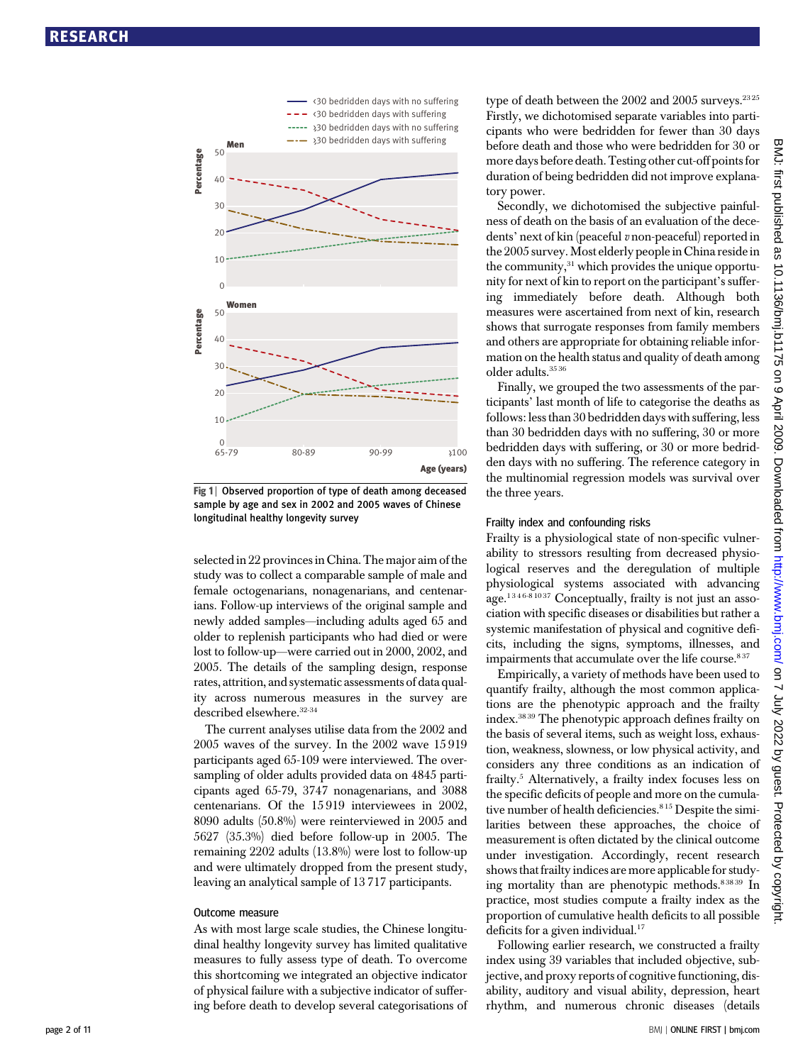Fig 1 | Observed proportion of type of death among deceased sample by age and sex in 2002 and 2005 waves of Chinese longitudinal healthy longevity survey

selected in 22 provinces in China. The major aim of the study was to collect a comparable sample of male and female octogenarians, nonagenarians, and centenarians. Follow-up interviews of the original sample and newly added samples—including adults aged 65 and older to replenish participants who had died or were lost to follow-up—were carried out in 2000, 2002, and 2005. The details of the sampling design, response rates, attrition, and systematic assessments of data quality across numerous measures in the survey are described elsewhere.[32-34]

The current analyses utilise data from the 2002 and 2005 waves of the survey. In the 2002 wave 15 919 participants aged 65-109 were interviewed. The oversampling of older adults provided data on 4845 participants aged 65-79, 3747 nonagenarians, and 3088 centenarians. Of the 15 919 interviewees in 2002, 8090 adults (50.8%) were reinterviewed in 2005 and 5627 (35.3%) died before follow-up in 2005. The remaining 2202 adults (13.8%) were lost to follow-up and were ultimately dropped from the present study, leaving an analytical sample of 13 717 participants.

### Outcome measure

As with most large scale studies, the Chinese longitudinal healthy longevity survey has limited qualitative measures to fully assess type of death. To overcome this shortcoming we integrated an objective indicator of physical failure with a subjective indicator of suffering before death to develop several categorisations of type of death between the 2002 and 2005 surveys.[23 25] Firstly, we dichotomised separate variables into participants who were bedridden for fewer than 30 days before death and those who were bedridden for 30 or more days before death. Testing other cut-off points for duration of being bedridden did not improve explanatory power.

Secondly, we dichotomised the subjective painfulness of death on the basis of an evaluation of the decedents' next of kin (peaceful *v* non-peaceful) reported in the 2005 survey. Most elderly people in China reside in the community,[31] which provides the unique opportunity for next of kin to report on the participant's suffering immediately before death. Although both measures were ascertained from next of kin, research shows that surrogate responses from family members and others are appropriate for obtaining reliable information on the health status and quality of death among older adults.[35 36]

Finally, we grouped the two assessments of the participants' last month of life to categorise the deaths as follows: less than 30 bedridden days with suffering, less than 30 bedridden days with no suffering, 30 or more bedridden days with suffering, or 30 or more bedridden days with no suffering. The reference category in the multinomial regression models was survival over the three years.

### Frailty index and confounding risks

Frailty is a physiological state of non-specific vulnerability to stressors resulting from decreased physiological reserves and the deregulation of multiple physiological systems associated with advancing age.[1 3 4 6-8 10 37] Conceptually, frailty is not just an association with specific diseases or disabilities but rather a systemic manifestation of physical and cognitive deficits, including the signs, symptoms, illnesses, and impairments that accumulate over the life course.[8 37]

Empirically, a variety of methods have been used to quantify frailty, although the most common applications are the phenotypic approach and the frailty index.[38 39] The phenotypic approach defines frailty on the basis of several items, such as weight loss, exhaustion, weakness, slowness, or low physical activity, and considers any three conditions as an indication of frailty.[5] Alternatively, a frailty index focuses less on the specific deficits of people and more on the cumulative number of health deficiencies.[8 15] Despite the similarities between these approaches, the choice of measurement is often dictated by the clinical outcome under investigation. Accordingly, recent research shows that frailty indices are more applicable for studying mortality than are phenotypic methods.[8 38 39] In practice, most studies compute a frailty index as the proportion of cumulative health deficits to all possible deficits for a given individual.[17]

Following earlier research, we constructed a frailty index using 39 variables that included objective, subjective, and proxy reports of cognitive functioning, disability, auditory and visual ability, depression, heart rhythm, and numerous chronic diseases (details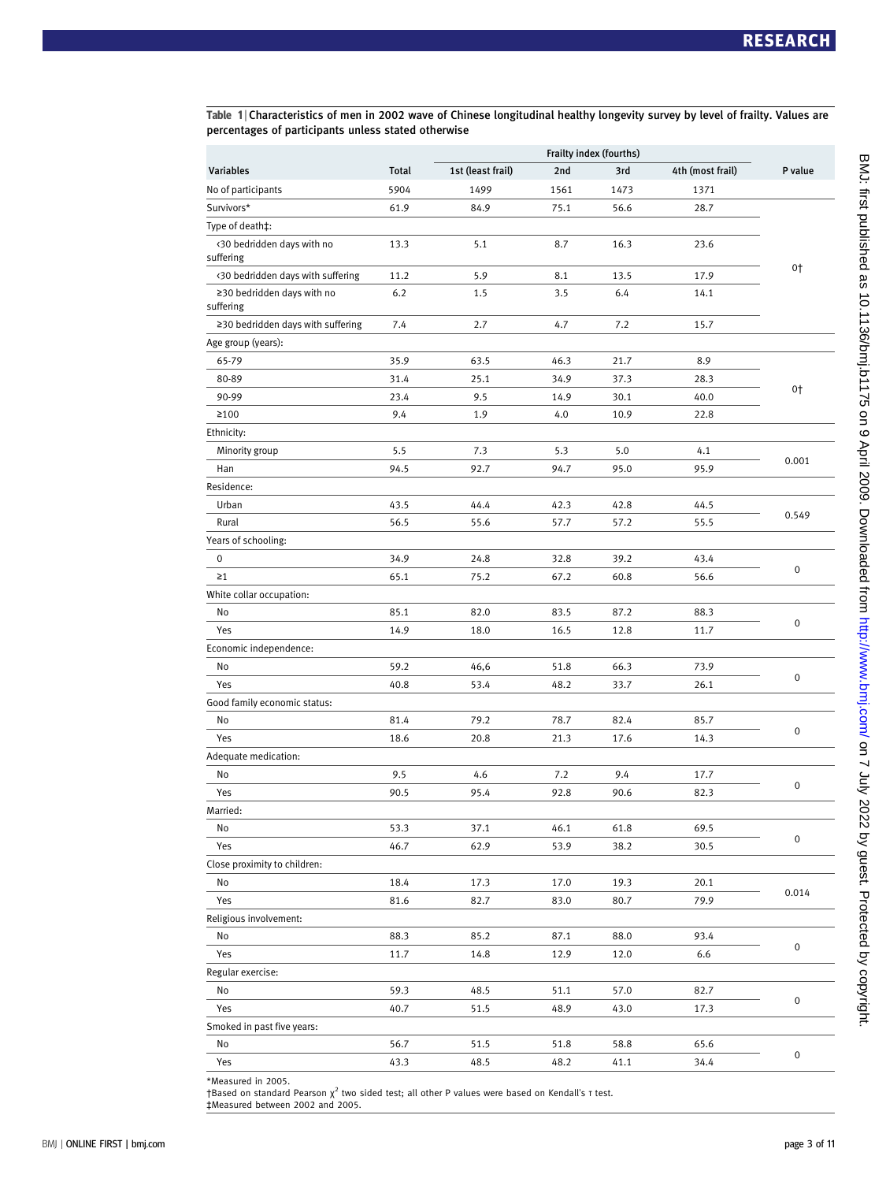**Table 1** | Characteristics of men in 2002 wave of Chinese longitudinal healthy longevity survey by level of frailty. Values are percentages of participants unless stated otherwise

| Variables | Total | Frailty index (fourths) | | | | P value |
|---|---|---|---|---|---|---|
| | | 1st (least frail) | 2nd | 3rd | 4th (most frail) | |
| No of participants | 5904 | 1499 | 1561 | 1473 | 1371 | |
| Survivors* | 61.9 | 84.9 | 75.1 | 56.6 | 28.7 | 0† |
| Type of death‡: | | | | | | |
| ‹30 bedridden days with no suffering | 13.3 | 5.1 | 8.7 | 16.3 | 23.6 | |
| ‹30 bedridden days with suffering | 11.2 | 5.9 | 8.1 | 13.5 | 17.9 | |
| ≥30 bedridden days with no suffering | 6.2 | 1.5 | 3.5 | 6.4 | 14.1 | |
| ≥30 bedridden days with suffering | 7.4 | 2.7 | 4.7 | 7.2 | 15.7 | |
| Age group (years): | | | | | | 0† |
| 65-79 | 35.9 | 63.5 | 46.3 | 21.7 | 8.9 | |
| 80-89 | 31.4 | 25.1 | 34.9 | 37.3 | 28.3 | |
| 90-99 | 23.4 | 9.5 | 14.9 | 30.1 | 40.0 | |
| ≥100 | 9.4 | 1.9 | 4.0 | 10.9 | 22.8 | |
| Ethnicity: | | | | | | 0.001 |
| Minority group | 5.5 | 7.3 | 5.3 | 5.0 | 4.1 | |
| Han | 94.5 | 92.7 | 94.7 | 95.0 | 95.9 | |
| Residence: | | | | | | 0.549 |
| Urban | 43.5 | 44.4 | 42.3 | 42.8 | 44.5 | |
| Rural | 56.5 | 55.6 | 57.7 | 57.2 | 55.5 | |
| Years of schooling: | | | | | | 0 |
| 0 | 34.9 | 24.8 | 32.8 | 39.2 | 43.4 | |
| ≥1 | 65.1 | 75.2 | 67.2 | 60.8 | 56.6 | |
| White collar occupation: | | | | | | 0 |
| No | 85.1 | 82.0 | 83.5 | 87.2 | 88.3 | |
| Yes | 14.9 | 18.0 | 16.5 | 12.8 | 11.7 | |
| Economic independence: | | | | | | 0 |
| No | 59.2 | 46,6 | 51.8 | 66.3 | 73.9 | |
| Yes | 40.8 | 53.4 | 48.2 | 33.7 | 26.1 | |
| Good family economic status: | | | | | | 0 |
| No | 81.4 | 79.2 | 78.7 | 82.4 | 85.7 | |
| Yes | 18.6 | 20.8 | 21.3 | 17.6 | 14.3 | |
| Adequate medication: | | | | | | 0 |
| No | 9.5 | 4.6 | 7.2 | 9.4 | 17.7 | |
| Yes | 90.5 | 95.4 | 92.8 | 90.6 | 82.3 | |
| Married: | | | | | | 0 |
| No | 53.3 | 37.1 | 46.1 | 61.8 | 69.5 | |
| Yes | 46.7 | 62.9 | 53.9 | 38.2 | 30.5 | |
| Close proximity to children: | | | | | | 0.014 |
| No | 18.4 | 17.3 | 17.0 | 19.3 | 20.1 | |
| Yes | 81.6 | 82.7 | 83.0 | 80.7 | 79.9 | |
| Religious involvement: | | | | | | 0 |
| No | 88.3 | 85.2 | 87.1 | 88.0 | 93.4 | |
| Yes | 11.7 | 14.8 | 12.9 | 12.0 | 6.6 | |
| Regular exercise: | | | | | | 0 |
| No | 59.3 | 48.5 | 51.1 | 57.0 | 82.7 | |
| Yes | 40.7 | 51.5 | 48.9 | 43.0 | 17.3 | |
| Smoked in past five years: | | | | | | 0 |
| No | 56.7 | 51.5 | 51.8 | 58.8 | 65.6 | |
| Yes | 43.3 | 48.5 | 48.2 | 41.1 | 34.4 | |

*Measured in 2005.
†Based on standard Pearson $\chi^2$ two sided test; all other P values were based on Kendall's τ test.
‡Measured between 2002 and 2005.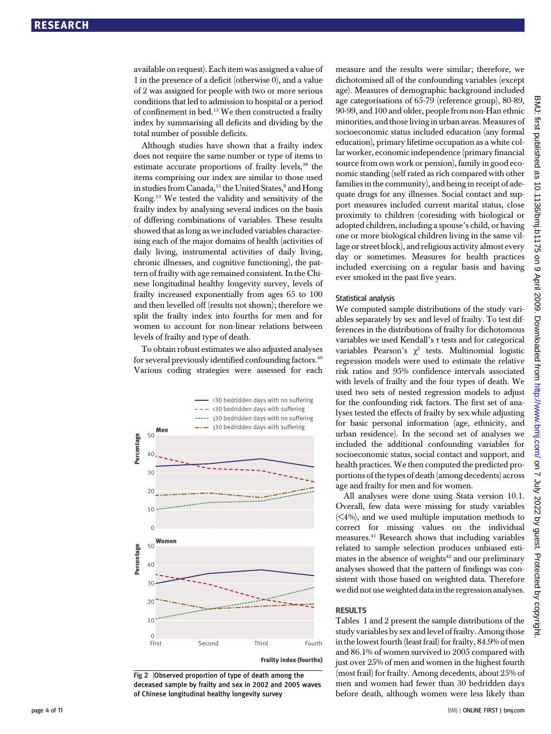available on request). Each item was assigned a value of 1 in the presence of a deficit (otherwise 0), and a value of 2 was assigned for people with two or more serious conditions that led to admission to hospital or a period of confinement in bed.[13] We then constructed a frailty index by summarising all deficits and dividing by the total number of possible deficits.

Although studies have shown that a frailty index does not require the same number or type of items to estimate accurate proportions of frailty levels,[38] the items comprising our index are similar to those used in studies from Canada,[15] the United States,[8] and Hong Kong.[13] We tested the validity and sensitivity of the frailty index by analysing several indices on the basis of differing combinations of variables. These results showed that as long as we included variables characterising each of the major domains of health (activities of daily living, instrumental activities of daily living, chronic illnesses, and cognitive functioning), the pattern of frailty with age remained consistent. In the Chinese longitudinal healthy longevity survey, levels of frailty increased exponentially from ages 65 to 100 and then levelled off (results not shown); therefore we split the frailty index into fourths for men and for women to account for non-linear relations between levels of frailty and type of death.

To obtain robust estimates we also adjusted analyses for several previously identified confounding factors.[40] Various coding strategies were assessed for each measure and the results were similar; therefore, we dichotomised all of the confounding variables (except age). Measures of demographic background included age categorisations of 65-79 (reference group), 80-89, 90-99, and 100 and older, people from non-Han ethnic minorities, and those living in urban areas. Measures of socioeconomic status included education (any formal education), primary lifetime occupation as a white collar worker, economic independence (primary financial source from own work or pension), family in good economic standing (self rated as rich compared with other families in the community), and being in receipt of adequate drugs for any illnesses. Social contact and support measures included current marital status, close proximity to children (coresiding with biological or adopted children, including a spouse's child, or having one or more biological children living in the same village or street block), and religious activity almost every day or sometimes. Measures for health practices included exercising on a regular basis and having ever smoked in the past five years.

Fig 2 | Observed proportion of type of death among the deceased sample by frailty and sex in 2002 and 2005 waves of Chinese longitudinal healthy longevity survey

### Statistical analysis

We computed sample distributions of the study variables separately by sex and level of frailty. To test differences in the distributions of frailty for dichotomous variables we used Kendall's τ tests and for categorical variables Pearson's $\chi^2$ tests. Multinomial logistic regression models were used to estimate the relative risk ratios and 95% confidence intervals associated with levels of frailty and the four types of death. We used two sets of nested regression models to adjust for the confounding risk factors. The first set of analyses tested the effects of frailty by sex while adjusting for basic personal information (age, ethnicity, and urban residence). In the second set of analyses we included the additional confounding variables for socioeconomic status, social contact and support, and health practices. We then computed the predicted proportions of the types of death (among decedents) across age and frailty for men and for women.

All analyses were done using Stata version 10.1. Overall, few data were missing for study variables (<4%), and we used multiple imputation methods to correct for missing values on the individual measures.[41] Research shows that including variables related to sample selection produces unbiased estimates in the absence of weights[42] and our preliminary analyses showed that the pattern of findings was consistent with those based on weighted data. Therefore we did not use weighted data in the regression analyses.

## RESULTS

Tables 1 and 2 present the sample distributions of the study variables by sex and level of frailty. Among those in the lowest fourth (least frail) for frailty, 84.9% of men and 86.1% of women survived to 2005 compared with just over 25% of men and women in the highest fourth (most frail) for frailty. Among decedents, about 25% of men and women had fewer than 30 bedridden days before death, although women were less likely than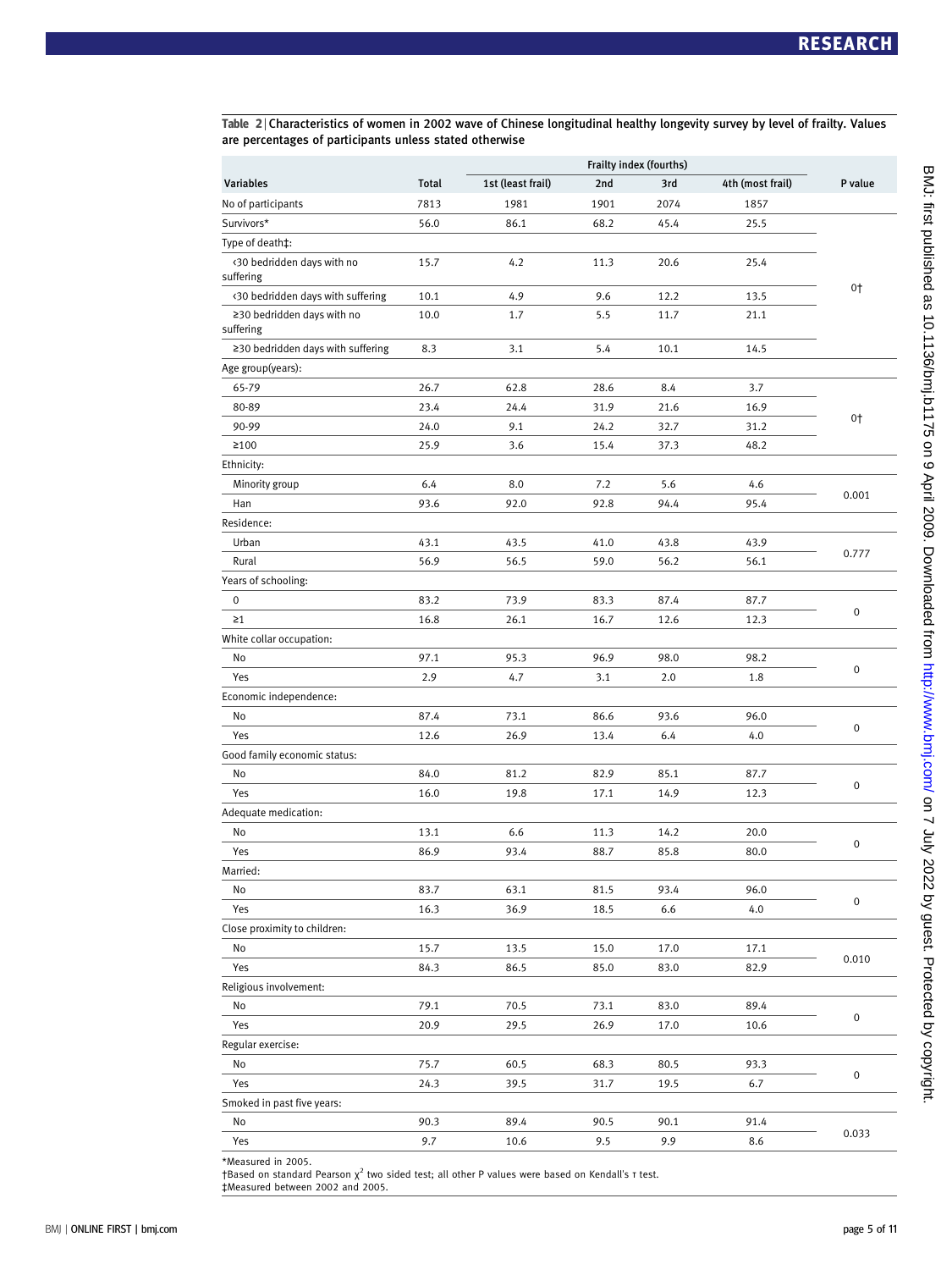**Table 2** | Characteristics of women in 2002 wave of Chinese longitudinal healthy longevity survey by level of frailty. Values are percentages of participants unless stated otherwise

| | | Frailty index (fourths) | | | | |
|---|---|---|---|---|---|---|
| Variables | Total | 1st (least frail) | 2nd | 3rd | 4th (most frail) | P value |
| No of participants | 7813 | 1981 | 1901 | 2074 | 1857 | |
| Survivors* | 56.0 | 86.1 | 68.2 | 45.4 | 25.5 | 0† |
| Type of death‡: | | | | | | |
| ‹30 bedridden days with no suffering | 15.7 | 4.2 | 11.3 | 20.6 | 25.4 | |
| ‹30 bedridden days with suffering | 10.1 | 4.9 | 9.6 | 12.2 | 13.5 | |
| ≥30 bedridden days with no suffering | 10.0 | 1.7 | 5.5 | 11.7 | 21.1 | |
| ≥30 bedridden days with suffering | 8.3 | 3.1 | 5.4 | 10.1 | 14.5 | |
| Age group(years): | | | | | | |
| 65-79 | 26.7 | 62.8 | 28.6 | 8.4 | 3.7 | 0† |
| 80-89 | 23.4 | 24.4 | 31.9 | 21.6 | 16.9 | |
| 90-99 | 24.0 | 9.1 | 24.2 | 32.7 | 31.2 | |
| ≥100 | 25.9 | 3.6 | 15.4 | 37.3 | 48.2 | |
| Ethnicity: | | | | | | |
| Minority group | 6.4 | 8.0 | 7.2 | 5.6 | 4.6 | 0.001 |
| Han | 93.6 | 92.0 | 92.8 | 94.4 | 95.4 | |
| Residence: | | | | | | |
| Urban | 43.1 | 43.5 | 41.0 | 43.8 | 43.9 | 0.777 |
| Rural | 56.9 | 56.5 | 59.0 | 56.2 | 56.1 | |
| Years of schooling: | | | | | | |
| 0 | 83.2 | 73.9 | 83.3 | 87.4 | 87.7 | 0 |
| ≥1 | 16.8 | 26.1 | 16.7 | 12.6 | 12.3 | |
| White collar occupation: | | | | | | |
| No | 97.1 | 95.3 | 96.9 | 98.0 | 98.2 | 0 |
| Yes | 2.9 | 4.7 | 3.1 | 2.0 | 1.8 | |
| Economic independence: | | | | | | |
| No | 87.4 | 73.1 | 86.6 | 93.6 | 96.0 | 0 |
| Yes | 12.6 | 26.9 | 13.4 | 6.4 | 4.0 | |
| Good family economic status: | | | | | | |
| No | 84.0 | 81.2 | 82.9 | 85.1 | 87.7 | 0 |
| Yes | 16.0 | 19.8 | 17.1 | 14.9 | 12.3 | |
| Adequate medication: | | | | | | |
| No | 13.1 | 6.6 | 11.3 | 14.2 | 20.0 | 0 |
| Yes | 86.9 | 93.4 | 88.7 | 85.8 | 80.0 | |
| Married: | | | | | | |
| No | 83.7 | 63.1 | 81.5 | 93.4 | 96.0 | 0 |
| Yes | 16.3 | 36.9 | 18.5 | 6.6 | 4.0 | |
| Close proximity to children: | | | | | | |
| No | 15.7 | 13.5 | 15.0 | 17.0 | 17.1 | 0.010 |
| Yes | 84.3 | 86.5 | 85.0 | 83.0 | 82.9 | |
| Religious involvement: | | | | | | |
| No | 79.1 | 70.5 | 73.1 | 83.0 | 89.4 | 0 |
| Yes | 20.9 | 29.5 | 26.9 | 17.0 | 10.6 | |
| Regular exercise: | | | | | | |
| No | 75.7 | 60.5 | 68.3 | 80.5 | 93.3 | 0 |
| Yes | 24.3 | 39.5 | 31.7 | 19.5 | 6.7 | |
| Smoked in past five years: | | | | | | |
| No | 90.3 | 89.4 | 90.5 | 90.1 | 91.4 | 0.033 |
| Yes | 9.7 | 10.6 | 9.5 | 9.9 | 8.6 | |

*Measured in 2005.
†Based on standard Pearson $\chi^2$ two sided test; all other P values were based on Kendall's $\tau$ test.
‡Measured between 2002 and 2005.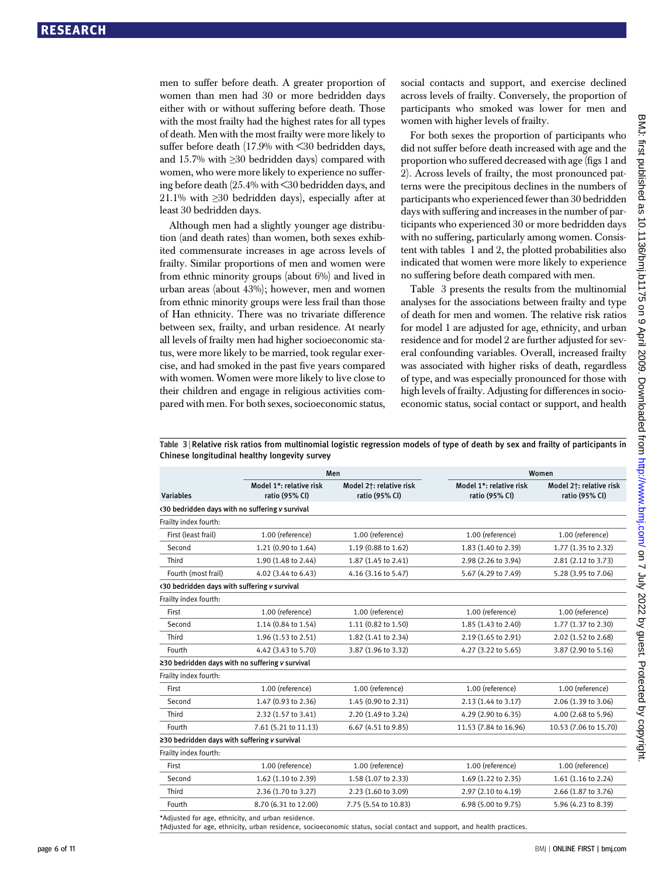men to suffer before death. A greater proportion of women than men had 30 or more bedridden days either with or without suffering before death. Those with the most frailty had the highest rates for all types of death. Men with the most frailty were more likely to suffer before death (17.9% with <30 bedridden days, and 15.7% with ≥30 bedridden days) compared with women, who were more likely to experience no suffering before death (25.4% with <30 bedridden days, and 21.1% with ≥30 bedridden days), especially after at least 30 bedridden days.

Although men had a slightly younger age distribution (and death rates) than women, both sexes exhibited commensurate increases in age across levels of frailty. Similar proportions of men and women were from ethnic minority groups (about 6%) and lived in urban areas (about 43%); however, men and women from ethnic minority groups were less frail than those of Han ethnicity. There was no trivariate difference between sex, frailty, and urban residence. At nearly all levels of frailty men had higher socioeconomic status, were more likely to be married, took regular exercise, and had smoked in the past five years compared with women. Women were more likely to live close to their children and engage in religious activities compared with men. For both sexes, socioeconomic status, social contacts and support, and exercise declined across levels of frailty. Conversely, the proportion of participants who smoked was lower for men and women with higher levels of frailty.

For both sexes the proportion of participants who did not suffer before death increased with age and the proportion who suffered decreased with age (figs 1 and 2). Across levels of frailty, the most pronounced patterns were the precipitous declines in the numbers of participants who experienced fewer than 30 bedridden days with suffering and increases in the number of participants who experienced 30 or more bedridden days with no suffering, particularly among women. Consistent with tables 1 and 2, the plotted probabilities also indicated that women were more likely to experience no suffering before death compared with men.

Table 3 presents the results from the multinomial analyses for the associations between frailty and type of death for men and women. The relative risk ratios for model 1 are adjusted for age, ethnicity, and urban residence and for model 2 are further adjusted for several confounding variables. Overall, increased frailty was associated with higher risks of death, regardless of type, and was especially pronounced for those with high levels of frailty. Adjusting for differences in socioeconomic status, social contact or support, and health

**Table 3 | Relative risk ratios from multinomial logistic regression models of type of death by sex and frailty of participants in Chinese longitudinal healthy longevity survey**

| | Men | | Women | |
|---|---|---|---|---|
| Variables | Model 1*: relative risk ratio (95% CI) | Model 2†: relative risk ratio (95% CI) | Model 1*: relative risk ratio (95% CI) | Model 2†: relative risk ratio (95% CI) |
| **<30 bedridden days with suffering *v* survival** | | | | |
| Frailty index fourth: | | | | |
| First (least frail) | 1.00 (reference) | 1.00 (reference) | 1.00 (reference) | 1.00 (reference) |
| Second | 1.21 (0.90 to 1.64) | 1.19 (0.88 to 1.62) | 1.83 (1.40 to 2.39) | 1.77 (1.35 to 2.32) |
| Third | 1.90 (1.48 to 2.44) | 1.87 (1.45 to 2.41) | 2.98 (2.26 to 3.94) | 2.81 (2.12 to 3.73) |
| Fourth (most frail) | 4.02 (3.44 to 6.43) | 4.16 (3.16 to 5.47) | 5.67 (4.29 to 7.49) | 5.28 (3.95 to 7.06) |
| **<30 bedridden days with suffering *v* survival** | | | | |
| Frailty index fourth: | | | | |
| First | 1.00 (reference) | 1.00 (reference) | 1.00 (reference) | 1.00 (reference) |
| Second | 1.14 (0.84 to 1.54) | 1.11 (0.82 to 1.50) | 1.85 (1.43 to 2.40) | 1.77 (1.37 to 2.30) |
| Third | 1.96 (1.53 to 2.51) | 1.82 (1.41 to 2.34) | 2.19 (1.65 to 2.91) | 2.02 (1.52 to 2.68) |
| Fourth | 4.42 (3.43 to 5.70) | 3.87 (1.96 to 3.32) | 4.27 (3.22 to 5.65) | 3.87 (2.90 to 5.16) |
| **≥30 bedridden days with no suffering *v* survival** | | | | |
| Frailty index fourth: | | | | |
| First | 1.00 (reference) | 1.00 (reference) | 1.00 (reference) | 1.00 (reference) |
| Second | 1.47 (0.93 to 2.36) | 1.45 (0.90 to 2.31) | 2.13 (1.44 to 3.17) | 2.06 (1.39 to 3.06) |
| Third | 2.32 (1.57 to 3.41) | 2.20 (1.49 to 3.24) | 4.29 (2.90 to 6.35) | 4.00 (2.68 to 5.96) |
| Fourth | 7.61 (5.21 to 11.13) | 6.67 (4.51 to 9.85) | 11.53 (7.84 to 16.96) | 10.53 (7.06 to 15.70) |
| **≥30 bedridden days with suffering *v* survival** | | | | |
| Frailty index fourth: | | | | |
| First | 1.00 (reference) | 1.00 (reference) | 1.00 (reference) | 1.00 (reference) |
| Second | 1.62 (1.10 to 2.39) | 1.58 (1.07 to 2.33) | 1.69 (1.22 to 2.35) | 1.61 (1.16 to 2.24) |
| Third | 2.36 (1.70 to 3.27) | 2.23 (1.60 to 3.09) | 2.97 (2.10 to 4.19) | 2.66 (1.87 to 3.76) |
| Fourth | 8.70 (6.31 to 12.00) | 7.75 (5.54 to 10.83) | 6.98 (5.00 to 9.75) | 5.96 (4.23 to 8.39) |

*Adjusted for age, ethnicity, and urban residence.

†Adjusted for age, ethnicity, urban residence, socioeconomic status, social contact and support, and health practices.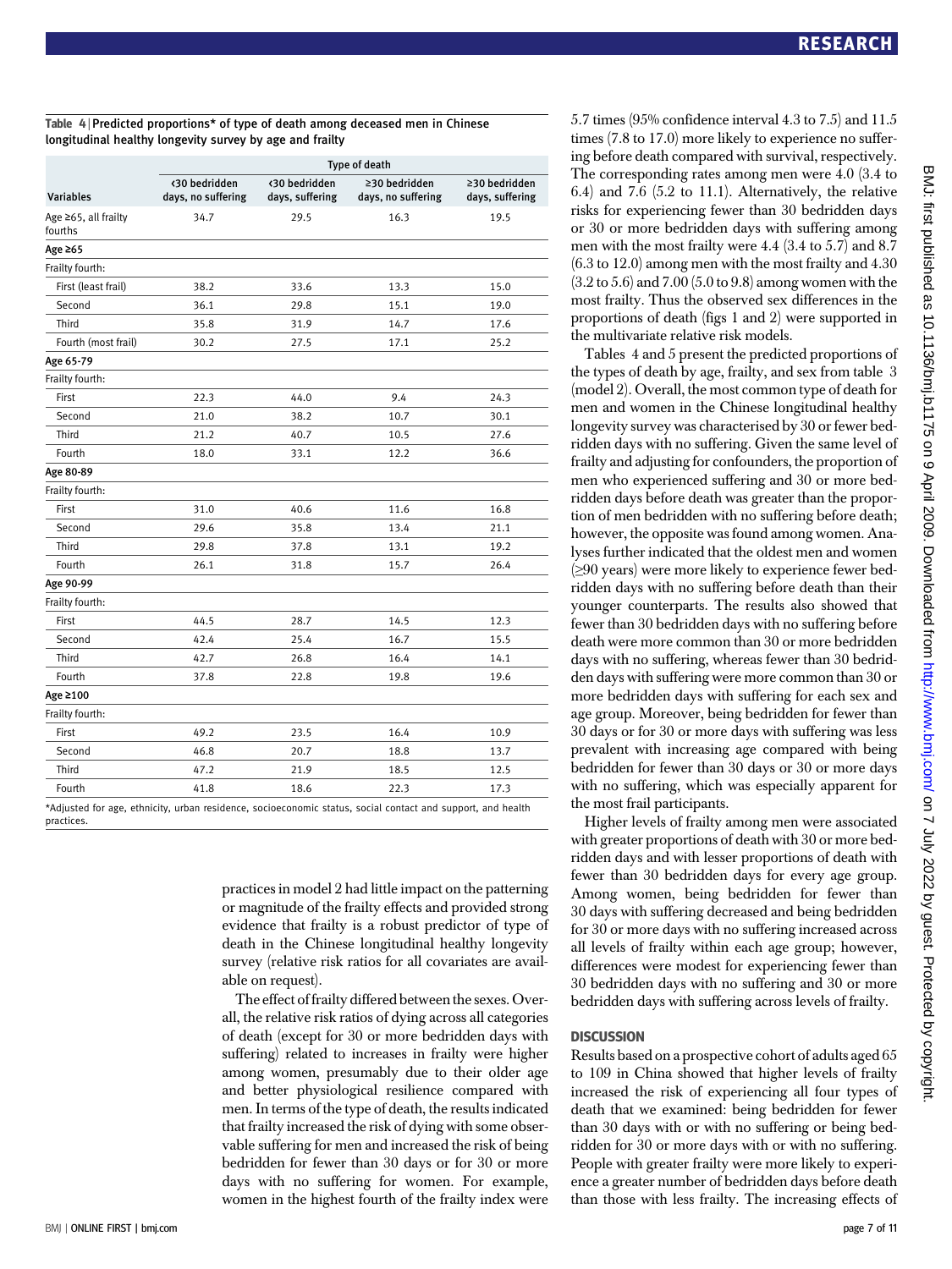Table 4 | Predicted proportions* of type of death among deceased men in Chinese longitudinal healthy longevity survey by age and frailty

| Variables | Type of death | | | |
|---|---|---|---|---|
| | <30 bedridden days, no suffering | <30 bedridden days, suffering | ≥30 bedridden days, no suffering | ≥30 bedridden days, suffering |
| Age ≥65, all frailty fourths | 34.7 | 29.5 | 16.3 | 19.5 |
| **Age ≥65** | | | | |
| Frailty fourth: | | | | |
| First (least frail) | 38.2 | 33.6 | 13.3 | 15.0 |
| Second | 36.1 | 29.8 | 15.1 | 19.0 |
| Third | 35.8 | 31.9 | 14.7 | 17.6 |
| Fourth (most frail) | 30.2 | 27.5 | 17.1 | 25.2 |
| **Age 65-79** | | | | |
| Frailty fourth: | | | | |
| First | 22.3 | 44.0 | 9.4 | 24.3 |
| Second | 21.0 | 38.2 | 10.7 | 30.1 |
| Third | 21.2 | 40.7 | 10.5 | 27.6 |
| Fourth | 18.0 | 33.1 | 12.2 | 36.6 |
| **Age 80-89** | | | | |
| Frailty fourth: | | | | |
| First | 31.0 | 40.6 | 11.6 | 16.8 |
| Second | 29.6 | 35.8 | 13.4 | 21.1 |
| Third | 29.8 | 37.8 | 13.1 | 19.2 |
| Fourth | 26.1 | 31.8 | 15.7 | 26.4 |
| **Age 90-99** | | | | |
| Frailty fourth: | | | | |
| First | 44.5 | 28.7 | 14.5 | 12.3 |
| Second | 42.4 | 25.4 | 16.7 | 15.5 |
| Third | 42.7 | 26.8 | 16.4 | 14.1 |
| Fourth | 37.8 | 22.8 | 19.8 | 19.6 |
| **Age ≥100** | | | | |
| Frailty fourth: | | | | |
| First | 49.2 | 23.5 | 16.4 | 10.9 |
| Second | 46.8 | 20.7 | 18.8 | 13.7 |
| Third | 47.2 | 21.9 | 18.5 | 12.5 |
| Fourth | 41.8 | 18.6 | 22.3 | 17.3 |

*Adjusted for age, ethnicity, urban residence, socioeconomic status, social contact and support, and health practices.

practices in model 2 had little impact on the patterning or magnitude of the frailty effects and provided strong evidence that frailty is a robust predictor of type of death in the Chinese longitudinal healthy longevity survey (relative risk ratios for all covariates are available on request).

The effect of frailty differed between the sexes. Overall, the relative risk ratios of dying across all categories of death (except for 30 or more bedridden days with suffering) related to increases in frailty were higher among women, presumably due to their older age and better physiological resilience compared with men. In terms of the type of death, the results indicated that frailty increased the risk of dying with some observable suffering for men and increased the risk of being bedridden for fewer than 30 days or for 30 or more days with no suffering for women. For example, women in the highest fourth of the frailty index were 5.7 times (95% confidence interval 4.3 to 7.5) and 11.5 times (7.8 to 17.0) more likely to experience no suffering before death compared with survival, respectively. The corresponding rates among men were 4.0 (3.4 to 6.4) and 7.6 (5.2 to 11.1). Alternatively, the relative risks for experiencing fewer than 30 bedridden days or 30 or more bedridden days with suffering among men with the most frailty were 4.4 (3.4 to 5.7) and 8.7 (6.3 to 12.0) among men with the most frailty and 4.30 (3.2 to 5.6) and 7.00 (5.0 to 9.8) among women with the most frailty. Thus the observed sex differences in the proportions of death (figs 1 and 2) were supported in the multivariate relative risk models.

Tables 4 and 5 present the predicted proportions of the types of death by age, frailty, and sex from table 3 (model 2). Overall, the most common type of death for men and women in the Chinese longitudinal healthy longevity survey was characterised by 30 or fewer bedridden days with no suffering. Given the same level of frailty and adjusting for confounders, the proportion of men who experienced suffering and 30 or more bedridden days before death was greater than the proportion of men bedridden with no suffering before death; however, the opposite was found among women. Analyses further indicated that the oldest men and women (≥90 years) were more likely to experience fewer bedridden days with no suffering before death than their younger counterparts. The results also showed that fewer than 30 bedridden days with no suffering before death were more common than 30 or more bedridden days with no suffering, whereas fewer than 30 bedridden days with suffering were more common than 30 or more bedridden days with suffering for each sex and age group. Moreover, being bedridden for fewer than 30 days or for 30 or more days with suffering was less prevalent with increasing age compared with being bedridden for fewer than 30 days or 30 or more days with no suffering, which was especially apparent for the most frail participants.

Higher levels of frailty among men were associated with greater proportions of death with 30 or more bedridden days and with lesser proportions of death with fewer than 30 bedridden days for every age group. Among women, being bedridden for fewer than 30 days with suffering decreased and being bedridden for 30 or more days with no suffering increased across all levels of frailty within each age group; however, differences were modest for experiencing fewer than 30 bedridden days with no suffering and 30 or more bedridden days with suffering across levels of frailty.

## DISCUSSION

Results based on a prospective cohort of adults aged 65 to 109 in China showed that higher levels of frailty increased the risk of experiencing all four types of death that we examined: being bedridden for fewer than 30 days with or with no suffering or being bedridden for 30 or more days with or with no suffering. People with greater frailty were more likely to experience a greater number of bedridden days before death than those with less frailty. The increasing effects of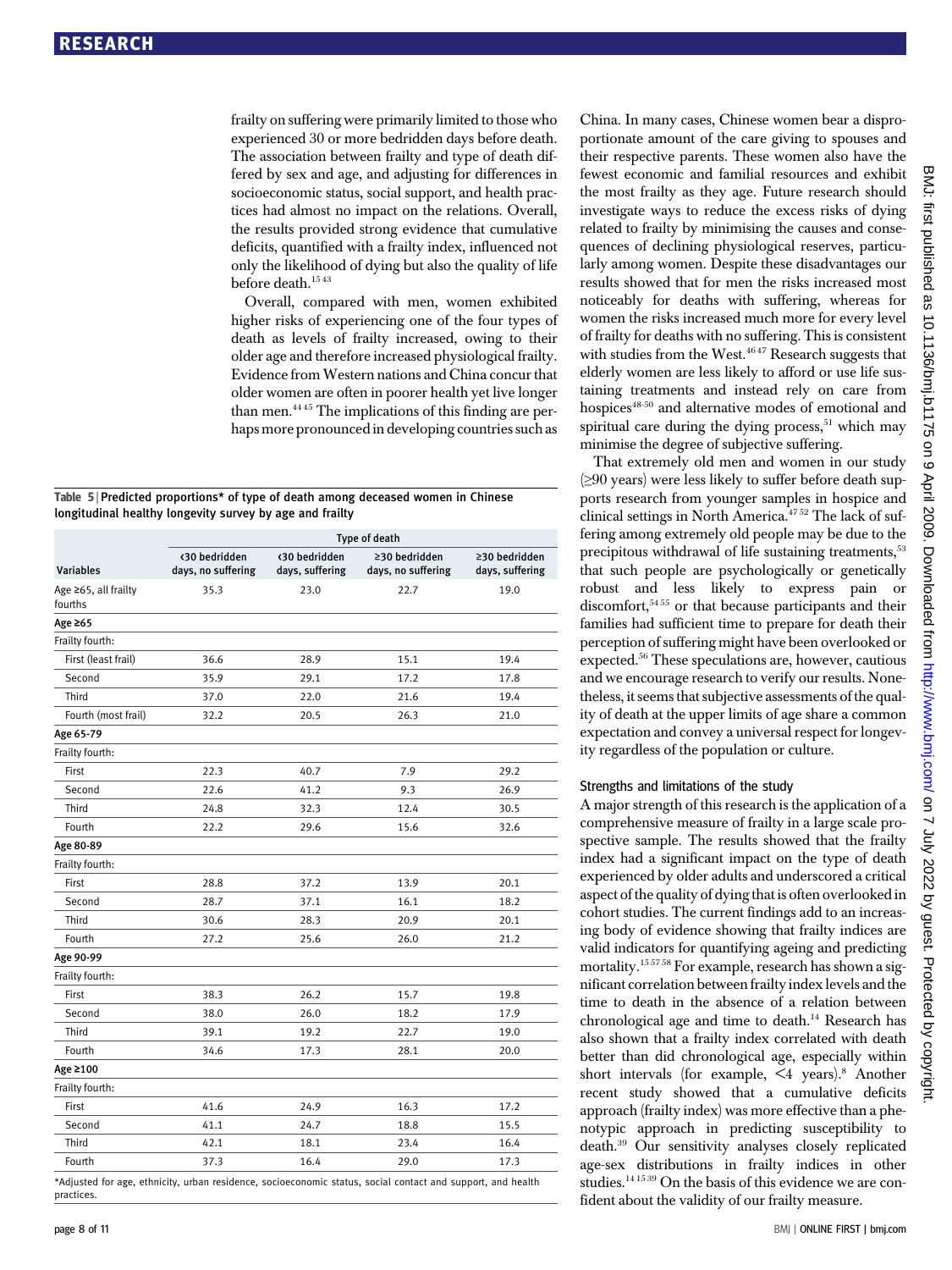frailty on suffering were primarily limited to those who experienced 30 or more bedridden days before death. The association between frailty and type of death differed by sex and age, and adjusting for differences in socioeconomic status, social support, and health practices had almost no impact on the relations. Overall, the results provided strong evidence that cumulative deficits, quantified with a frailty index, influenced not only the likelihood of dying but also the quality of life before death.[15 43]

Overall, compared with men, women exhibited higher risks of experiencing one of the four types of death as levels of frailty increased, owing to their older age and therefore increased physiological frailty. Evidence from Western nations and China concur that older women are often in poorer health yet live longer than men.[44 45] The implications of this finding are perhaps more pronounced in developing countries such as China. In many cases, Chinese women bear a disproportionate amount of the care giving to spouses and their respective parents. These women also have the fewest economic and familial resources and exhibit the most frailty as they age. Future research should investigate ways to reduce the excess risks of dying related to frailty by minimising the causes and consequences of declining physiological reserves, particularly among women. Despite these disadvantages our results showed that for men the risks increased most noticeably for deaths with suffering, whereas for women the risks increased much more for every level of frailty for deaths with no suffering. This is consistent with studies from the West.[46 47] Research suggests that elderly women are less likely to afford or use life sustaining treatments and instead rely on care from hospices[48-50] and alternative modes of emotional and spiritual care during the dying process,[51] which may minimise the degree of subjective suffering.

That extremely old men and women in our study (≥90 years) were less likely to suffer before death supports research from younger samples in hospice and clinical settings in North America.[47 52] The lack of suffering among extremely old people may be due to the precipitous withdrawal of life sustaining treatments,[53] that such people are psychologically or genetically robust and less likely to express pain or discomfort,[54 55] or that because participants and their families had sufficient time to prepare for death their perception of suffering might have been overlooked or expected.[56] These speculations are, however, cautious and we encourage research to verify our results. Nonetheless, it seems that subjective assessments of the quality of death at the upper limits of age share a common expectation and convey a universal respect for longevity regardless of the population or culture.

**Table 5 | Predicted proportions* of type of death among deceased women in Chinese longitudinal healthy longevity survey by age and frailty**

| | Type of death | | | |
|---|---|---|---|---|
| Variables | <30 bedridden days, no suffering | <30 bedridden days, suffering | ≥30 bedridden days, no suffering | ≥30 bedridden days, suffering |
| Age ≥65, all frailty fourths | 35.3 | 23.0 | 22.7 | 19.0 |
| **Age ≥65** | | | | |
| Frailty fourth: | | | | |
| First (least frail) | 36.6 | 28.9 | 15.1 | 19.4 |
| Second | 35.9 | 29.1 | 17.2 | 17.8 |
| Third | 37.0 | 22.0 | 21.6 | 19.4 |
| Fourth (most frail) | 32.2 | 20.5 | 26.3 | 21.0 |
| **Age 65-79** | | | | |
| Frailty fourth: | | | | |
| First | 22.3 | 40.7 | 7.9 | 29.2 |
| Second | 22.6 | 41.2 | 9.3 | 26.9 |
| Third | 24.8 | 32.3 | 12.4 | 30.5 |
| Fourth | 22.2 | 29.6 | 15.6 | 32.6 |
| **Age 80-89** | | | | |
| Frailty fourth: | | | | |
| First | 28.8 | 37.2 | 13.9 | 20.1 |
| Second | 28.7 | 37.1 | 16.1 | 18.2 |
| Third | 30.6 | 28.3 | 20.9 | 20.1 |
| Fourth | 27.2 | 25.6 | 26.0 | 21.2 |
| **Age 90-99** | | | | |
| Frailty fourth: | | | | |
| First | 38.3 | 26.2 | 15.7 | 19.8 |
| Second | 38.0 | 26.0 | 18.2 | 17.9 |
| Third | 39.1 | 19.2 | 22.7 | 19.0 |
| Fourth | 34.6 | 17.3 | 28.1 | 20.0 |
| **Age ≥100** | | | | |
| Frailty fourth: | | | | |
| First | 41.6 | 24.9 | 16.3 | 17.2 |
| Second | 41.1 | 24.7 | 18.8 | 15.5 |
| Third | 42.1 | 18.1 | 23.4 | 16.4 |
| Fourth | 37.3 | 16.4 | 29.0 | 17.3 |

*Adjusted for age, ethnicity, urban residence, socioeconomic status, social contact and support, and health practices.

### Strengths and limitations of the study

A major strength of this research is the application of a comprehensive measure of frailty in a large scale prospective sample. The results showed that the frailty index had a significant impact on the type of death experienced by older adults and underscored a critical aspect of the quality of dying that is often overlooked in cohort studies. The current findings add to an increasing body of evidence showing that frailty indices are valid indicators for quantifying ageing and predicting mortality.[15 57 58] For example, research has shown a significant correlation between frailty index levels and the time to death in the absence of a relation between chronological age and time to death.[14] Research has also shown that a frailty index correlated with death better than did chronological age, especially within short intervals (for example, <4 years).[8] Another recent study showed that a cumulative deficits approach (frailty index) was more effective than a phenotypic approach in predicting susceptibility to death.[39] Our sensitivity analyses closely replicated age-sex distributions in frailty indices in other studies.[14 15 39] On the basis of this evidence we are confident about the validity of our frailty measure.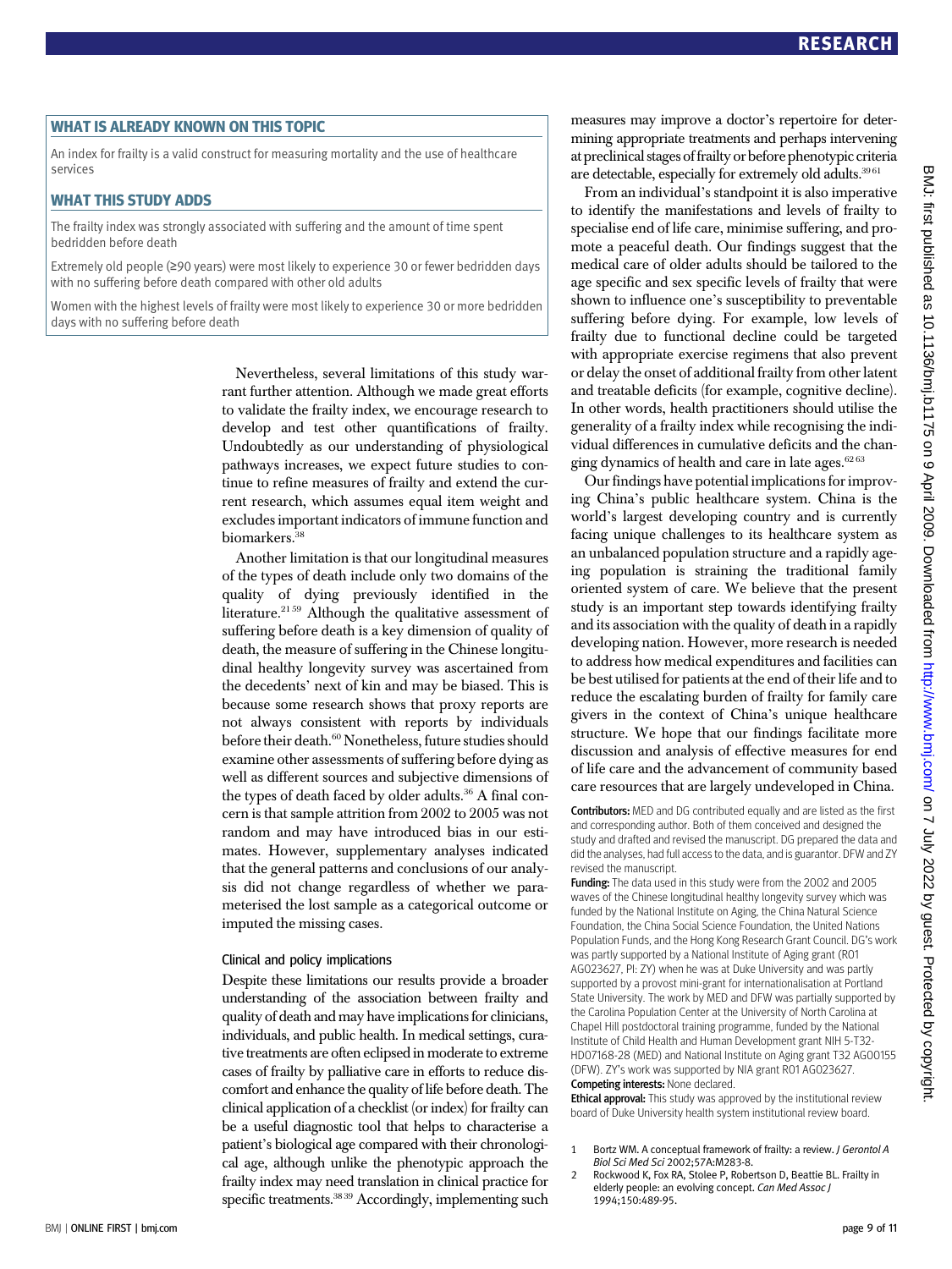## WHAT IS ALREADY KNOWN ON THIS TOPIC

An index for frailty is a valid construct for measuring mortality and the use of healthcare services

## WHAT THIS STUDY ADDS

The frailty index was strongly associated with suffering and the amount of time spent bedridden before death

Extremely old people (≥90 years) were most likely to experience 30 or fewer bedridden days with no suffering before death compared with other old adults

Women with the highest levels of frailty were most likely to experience 30 or more bedridden days with no suffering before death

Nevertheless, several limitations of this study warrant further attention. Although we made great efforts to validate the frailty index, we encourage research to develop and test other quantifications of frailty. Undoubtedly as our understanding of physiological pathways increases, we expect future studies to continue to refine measures of frailty and extend the current research, which assumes equal item weight and excludes important indicators of immune function and biomarkers.[38]

Another limitation is that our longitudinal measures of the types of death include only two domains of the quality of dying previously identified in the literature.[21 59] Although the qualitative assessment of suffering before death is a key dimension of quality of death, the measure of suffering in the Chinese longitudinal healthy longevity survey was ascertained from the decedents' next of kin and may be biased. This is because some research shows that proxy reports are not always consistent with reports by individuals before their death.[60] Nonetheless, future studies should examine other assessments of suffering before dying as well as different sources and subjective dimensions of the types of death faced by older adults.[36] A final concern is that sample attrition from 2002 to 2005 was not random and may have introduced bias in our estimates. However, supplementary analyses indicated that the general patterns and conclusions of our analysis did not change regardless of whether we parameterised the lost sample as a categorical outcome or imputed the missing cases.

### Clinical and policy implications

Despite these limitations our results provide a broader understanding of the association between frailty and quality of death and may have implications for clinicians, individuals, and public health. In medical settings, curative treatments are often eclipsed in moderate to extreme cases of frailty by palliative care in efforts to reduce discomfort and enhance the quality of life before death. The clinical application of a checklist (or index) for frailty can be a useful diagnostic tool that helps to characterise a patient's biological age compared with their chronological age, although unlike the phenotypic approach the frailty index may need translation in clinical practice for specific treatments.[38 39] Accordingly, implementing such measures may improve a doctor's repertoire for determining appropriate treatments and perhaps intervening at preclinical stages of frailty or before phenotypic criteria are detectable, especially for extremely old adults.[39 61]

From an individual's standpoint it is also imperative to identify the manifestations and levels of frailty to specialise end of life care, minimise suffering, and promote a peaceful death. Our findings suggest that the medical care of older adults should be tailored to the age specific and sex specific levels of frailty that were shown to influence one's susceptibility to preventable suffering before dying. For example, low levels of frailty due to functional decline could be targeted with appropriate exercise regimens that also prevent or delay the onset of additional frailty from other latent and treatable deficits (for example, cognitive decline). In other words, health practitioners should utilise the generality of a frailty index while recognising the individual differences in cumulative deficits and the changing dynamics of health and care in late ages.[62 63]

Our findings have potential implications for improving China's public healthcare system. China is the world's largest developing country and is currently facing unique challenges to its healthcare system as an unbalanced population structure and a rapidly ageing population is straining the traditional family oriented system of care. We believe that the present study is an important step towards identifying frailty and its association with the quality of death in a rapidly developing nation. However, more research is needed to address how medical expenditures and facilities can be best utilised for patients at the end of their life and to reduce the escalating burden of frailty for family care givers in the context of China's unique healthcare structure. We hope that our findings facilitate more discussion and analysis of effective measures for end of life care and the advancement of community based care resources that are largely undeveloped in China.

**Contributors:** MED and DG contributed equally and are listed as the first and corresponding author. Both of them conceived and designed the study and drafted and revised the manuscript. DG prepared the data and did the analyses, had full access to the data, and is guarantor. DFW and ZY revised the manuscript.

**Funding:** The data used in this study were from the 2002 and 2005 waves of the Chinese longitudinal healthy longevity survey which was funded by the National Institute on Aging, the China Natural Science Foundation, the China Social Science Foundation, the United Nations Population Funds, and the Hong Kong Research Grant Council. DG's work was partly supported by a National Institute of Aging grant (R01 AG023627, PI: ZY) when he was at Duke University and was partly supported by a provost mini-grant for internationalisation at Portland State University. The work by MED and DFW was partially supported by the Carolina Population Center at the University of North Carolina at Chapel Hill postdoctoral training programme, funded by the National Institute of Child Health and Human Development grant NIH 5-T32-HD07168-28 (MED) and National Institute on Aging grant T32 AG00155 (DFW). ZY's work was supported by NIA grant R01 AG023627.

**Competing interests:** None declared.

**Ethical approval:** This study was approved by the institutional review board of Duke University health system institutional review board.

1. Bortz WM. A conceptual framework of frailty: a review. *J Gerontol A Biol Sci Med Sci* 2002;57A:M283-8.
2. Rockwood K, Fox RA, Stolee P, Robertson D, Beattie BL. Frailty in elderly people: an evolving concept. *Can Med Assoc J* 1994;150:489-95.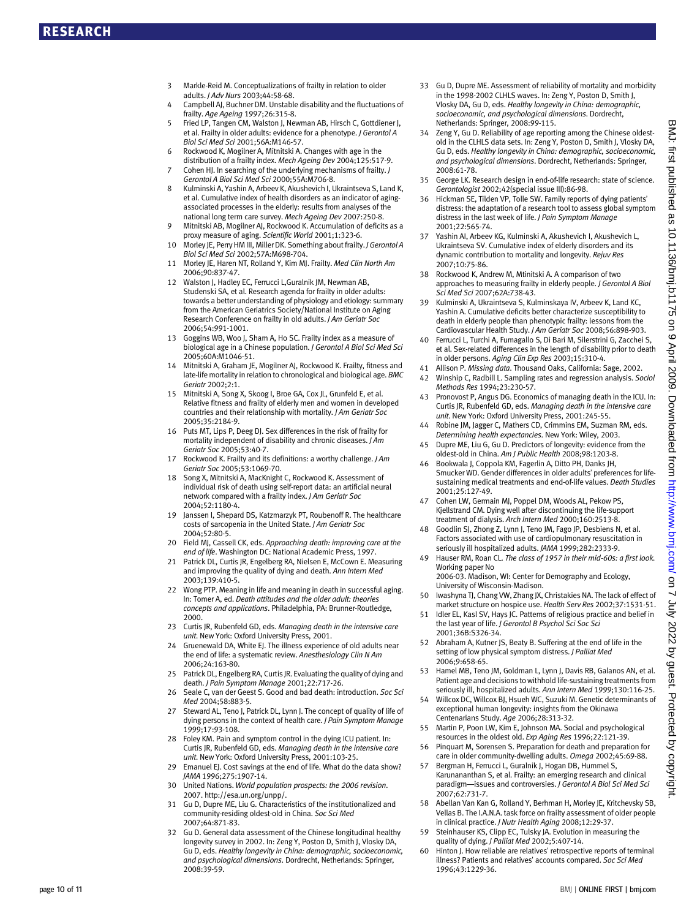3 Markle-Reid M. Conceptualizations of frailty in relation to older adults. *J Adv Nurs* 2003;44:58-68.

4 Campbell AJ, Buchner DM. Unstable disability and the fluctuations of frailty. *Age Ageing* 1997;26:315-8.

5 Fried LP, Tangen CM, Walston J, Newman AB, Hirsch C, Gottdiener J, et al. Frailty in older adults: evidence for a phenotype. *J Gerontol A Biol Sci Med Sci* 2001;56A:M146-57.

6 Rockwood K, Mogilner A, Mitnitski A. Changes with age in the distribution of a frailty index. *Mech Ageing Dev* 2004;125:517-9.

7 Cohen HJ. In searching of the underlying mechanisms of frailty. *J Gerontol A Biol Sci Med Sci* 2000;55A:M706-8.

8 Kulminski A, Yashin A, Arbeev K, Akushevich I, Ukraintseva S, Land K, et al. Cumulative index of health disorders as an indicator of aging-associated processes in the elderly: results from analyses of the national long term care survey. *Mech Ageing Dev* 2007:250-8.

9 Mitnitski AB, Mogilner AJ, Rockwood K. Accumulation of deficits as a proxy measure of aging. *Scientific World* 2001;1:323-6.

10 Morley JE, Perry HM III, Miller DK. Something about frailty. *J Gerontol A Biol Sci Med Sci* 2002;57A:M698-704.

11 Morley JE, Haren NT, Rolland Y, Kim MJ. Frailty. *Med Clin North Am* 2006;90:837-47.

12 Walston J, Hadley EC, Ferrucci L,Guralnik JM, Newman AB, Studenski SA, et al. Research agenda for frailty in older adults: towards a better understanding of physiology and etiology: summary from the American Geriatrics Society/National Institute on Aging Research Conference on frailty in old adults. *J Am Geriatr Soc* 2006;54:991-1001.

13 Goggins WB, Woo J, Sham A, Ho SC. Frailty index as a measure of biological age in a Chinese population. *J Gerontol A Biol Sci Med Sci* 2005;60A:M1046-51.

14 Mitnitski A, Graham JE, Mogilner AJ, Rockwood K. Frailty, fitness and late-life mortality in relation to chronological and biological age. *BMC Geriatr* 2002;2:1.

15 Mitnitski A, Song X, Skoog I, Broe GA, Cox JL, Grunfeld E, et al. Relative fitness and frailty of elderly men and women in developed countries and their relationship with mortality. *J Am Geriatr Soc* 2005;35:2184-9.

16 Puts MT, Lips P, Deeg DJ. Sex differences in the risk of frailty for mortality independent of disability and chronic diseases. *J Am Geriatr Soc* 2005;53:40-7.

17 Rockwood K. Frailty and its definitions: a worthy challenge. *J Am Geriatr Soc* 2005;53:1069-70.

18 Song X, Mitnitski A, MacKnight C, Rockwood K. Assessment of individual risk of death using self-report data: an artificial neural network compared with a frailty index. *J Am Geriatr Soc* 2004;52:1180-4.

19 Janssen I, Shepard DS, Katzmarzyk PT, Roubenoff R. The healthcare costs of sarcopenia in the United State. *J Am Geriatr Soc* 2004;52:80-5.

20 Field MJ, Cassell CK, eds. *Approaching death: improving care at the end of life*. Washington DC: National Academic Press, 1997.

21 Patrick DL, Curtis JR, Engelberg RA, Nielsen E, McCown E. Measuring and improving the quality of dying and death. *Ann Intern Med* 2003;139:410-5.

22 Wong PTP. Meaning in life and meaning in death in successful aging. In: Tomer A, ed. *Death attitudes and the older adult: theories concepts and applications*. Philadelphia, PA: Brunner-Routledge, 2000.

23 Curtis JR, Rubenfeld GD, eds. *Managing death in the intensive care unit*. New York: Oxford University Press, 2001.

24 Gruenewald DA, White EJ. The illness experience of old adults near the end of life: a systematic review. *Anesthesiology Clin N Am* 2006;24:163-80.

25 Patrick DL, Engelberg RA, Curtis JR. Evaluating the quality of dying and death. *J Pain Symptom Manage* 2001;22:717-26.

26 Seale C, van der Geest S. Good and bad death: introduction. *Soc Sci Med* 2004;58:883-5.

27 Steward AL, Teno J, Patrick DL, Lynn J. The concept of quality of life of dying persons in the context of health care. *J Pain Symptom Manage* 1999;17:93-108.

28 Foley KM. Pain and symptom control in the dying ICU patient. In: Curtis JR, Rubenfeld GD, eds. *Managing death in the intensive care unit*. New York: Oxford University Press, 2001:103-25.

29 Emanuel EJ. Cost savings at the end of life. What do the data show? *JAMA* 1996;275:1907-14.

30 United Nations. *World population prospects: the 2006 revision*. 2007. http://esa.un.org/unpp/.

31 Gu D, Dupre ME, Liu G. Characteristics of the institutionalized and community-residing oldest-old in China. *Soc Sci Med* 2007;64:871-83.

32 Gu D. General data assessment of the Chinese longitudinal healthy longevity survey in 2002. In: Zeng Y, Poston D, Smith J, Vlosky DA, Gu D, eds. *Healthy longevity in China: demographic, socioeconomic, and psychological dimensions*. Dordrecht, Netherlands: Springer, 2008:39-59.

33 Gu D, Dupre ME. Assessment of reliability of mortality and morbidity in the 1998-2002 CLHLS waves. In: Zeng Y, Poston D, Smith J, Vlosky DA, Gu D, eds. *Healthy longevity in China: demographic, socioeconomic, and psychological dimensions*. Dordrecht, Netherlands: Springer, 2008:99-115.

34 Zeng Y, Gu D. Reliability of age reporting among the Chinese oldest-old in the CLHLS data sets. In: Zeng Y, Poston D, Smith J, Vlosky DA, Gu D, eds. *Healthy longevity in China: demographic, socioeconomic, and psychological dimensions*. Dordrecht, Netherlands: Springer, 2008:61-78.

35 George LK. Research design in end-of-life research: state of science. *Gerontologist* 2002;42(special issue III):86-98.

36 Hickman SE, Tilden VP, Tolle SW. Family reports of dying patients' distress: the adaptation of a research tool to assess global symptom distress in the last week of life. *J Pain Symptom Manage* 2001;22:565-74.

37 Yashin AI, Arbeev KG, Kulminski A, Akushevich I, Akushevich L, Ukraintseva SV. Cumulative index of elderly disorders and its dynamic contribution to mortality and longevity. *Rejuv Res* 2007;10:75-86.

38 Rockwood K, Andrew M, Mtinitski A. A comparison of two approaches to measuring frailty in elderly people. *J Gerontol A Biol Sci Med Sci* 2007;62A:738-43.

39 Kulminski A, Ukraintseva S, Kulminskaya IV, Arbeev K, Land KC, Yashin A. Cumulative deficits better characterize susceptibility to death in elderly people than phenotypic frailty: lessons from the Cardiovascular Health Study. *J Am Geriatr Soc* 2008;56:898-903.

40 Ferrucci L, Turchi A, Fumagallo S, Di Bari M, Silerstrini G, Zacchei S, et al. Sex-related differences in the length of disability prior to death in older persons. *Aging Clin Exp Res* 2003;15:310-4.

41 Allison P. *Missing data*. Thousand Oaks, California: Sage, 2002.

42 Winship C, Radbill L. Sampling rates and regression analysis. *Sociol Methods Res* 1994;23:230-57.

43 Pronovost P, Angus DG. Economics of managing death in the ICU. In: Curtis JR, Rubenfeld GD, eds. *Managing death in the intensive care unit*. New York: Oxford University Press, 2001:245-55.

44 Robine JM, Jagger C, Mathers CD, Crimmins EM, Suzman RM, eds. *Determining health expectancies*. New York: Wiley, 2003.

45 Dupre ME, Liu G, Gu D. Predictors of longevity: evidence from the oldest-old in China. *Am J Public Health* 2008;98:1203-8.

46 Bookwala J, Coppola KM, Fagerlin A, Ditto PH, Danks JH, Smucker WD. Gender differences in older adults' preferences for life-sustaining medical treatments and end-of-life values. *Death Studies* 2001;25:127-49.

47 Cohen LW, Germain MJ, Poppel DM, Woods AL, Pekow PS, Kjellstrand CM. Dying well after discontinuing the life-support treatment of dialysis. *Arch Intern Med* 2000;160:2513-8.

48 Goodlin SJ, Zhong Z, Lynn J, Teno JM, Fago JP, Desbiens N, et al. Factors associated with use of cardiopulmonary resuscitation in seriously ill hospitalized adults. *JAMA* 1999;282:2333-9.

49 Hauser RM, Roan CL. *The class of 1957 in their mid-60s: a first look.* Working paper No 2006-03. Madison, WI: Center for Demography and Ecology, University of Wisconsin-Madison.

50 Iwashyna TJ, Chang VW, Zhang JX, Christakies NA. The lack of effect of market structure on hospice use. *Health Serv Res* 2002;37:1531-51.

51 Idler EL, Kasl SV, Hays JC. Patterns of religious practice and belief in the last year of life. *J Gerontol B Psychol Sci Soc Sci* 2001;36B:S326-34.

52 Abraham A, Kutner JS, Beaty B. Suffering at the end of life in the setting of low physical symptom distress. *J Palliat Med* 2006;9:658-65.

53 Hamel MB, Teno JM, Goldman L, Lynn J, Davis RB, Galanos AN, et al. Patient age and decisions to withhold life-sustaining treatments from seriously ill, hospitalized adults. *Ann Intern Med* 1999;130:116-25.

54 Willcox DC, Willcox BJ, Hsueh WC, Suzuki M. Genetic determinants of exceptional human longevity: insights from the Okinawa Centenarians Study. *Age* 2006;28:313-32.

55 Martin P, Poon LW, Kim E, Johnson MA. Social and psychological resources in the oldest old. *Exp Aging Res* 1996;22:121-39.

56 Pinquart M, Sorensen S. Preparation for death and preparation for care in older community-dwelling adults. *Omega* 2002;45:69-88.

57 Bergman H, Ferrucci L, Guralnik J, Hogan DB, Hummel S, Karunananthan S, et al. Frailty: an emerging research and clinical paradigm—issues and controversies. *J Gerontol A Biol Sci Med Sci* 2007;62:731-7.

58 Abellan Van Kan G, Rolland Y, Berhman H, Morley JE, Kritchevsky SB, Vellas B. The I.A.N.A. task force on frailty assessment of older people in clinical practice. *J Nutr Health Aging* 2008;12:29-37.

59 Steinhauser KS, Clipp EC, Tulsky JA. Evolution in measuring the quality of dying. *J Palliat Med* 2002;5:407-14.

60 Hinton J. How reliable are relatives' retrospective reports of terminal illness? Patients and relatives' accounts compared. *Soc Sci Med* 1996;43:1229-36.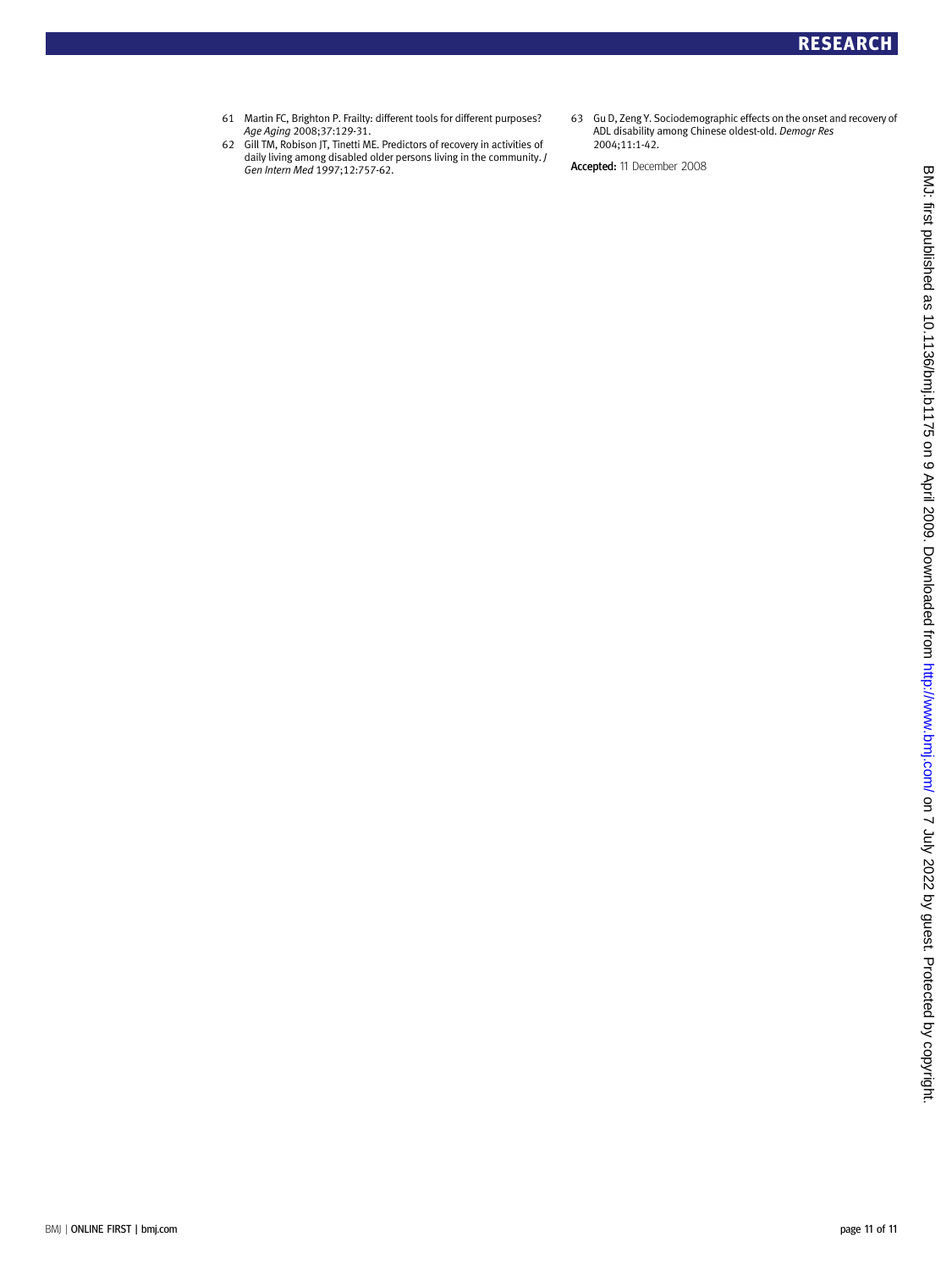61 Martin FC, Brighton P. Frailty: different tools for different purposes? *Age Aging* 2008;37:129-31.

62 Gill TM, Robison JT, Tinetti ME. Predictors of recovery in activities of daily living among disabled older persons living in the community. *J Gen Intern Med* 1997;12:757-62.

63 Gu D, Zeng Y. Sociodemographic effects on the onset and recovery of ADL disability among Chinese oldest-old. *Demogr Res* 2004;11:1-42.

**Accepted:** 11 December 2008